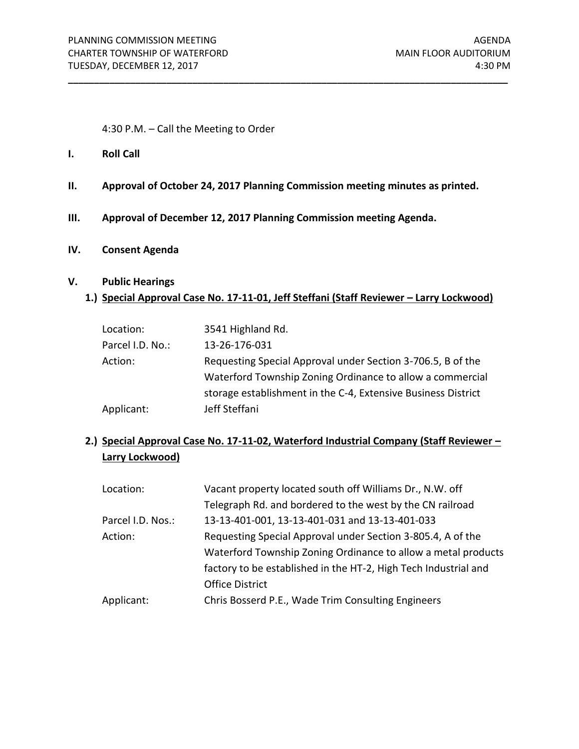PLANNING COMMISSION MEETING — AGENDA
CHARTER TOWNSHIP OF WATERFORD — MAIN FLOOR AUDITORIUM
TUESDAY, DECEMBER 12, 2017 — 4:30 PM

---

4:30 P.M. – Call the Meeting to Order

**I. Roll Call**

**II. Approval of October 24, 2017 Planning Commission meeting minutes as printed.**

**III. Approval of December 12, 2017 Planning Commission meeting Agenda.**

**IV. Consent Agenda**

**V. Public Hearings**

**1.) Special Approval Case No. 17-11-01, Jeff Steffani (Staff Reviewer – Larry Lockwood)**

| | |
|---|---|
| Location: | 3541 Highland Rd. |
| Parcel I.D. No.: | 13-26-176-031 |
| Action: | Requesting Special Approval under Section 3-706.5, B of the Waterford Township Zoning Ordinance to allow a commercial storage establishment in the C-4, Extensive Business District |
| Applicant: | Jeff Steffani |

**2.) Special Approval Case No. 17-11-02, Waterford Industrial Company (Staff Reviewer – Larry Lockwood)**

| | |
|---|---|
| Location: | Vacant property located south off Williams Dr., N.W. off Telegraph Rd. and bordered to the west by the CN railroad |
| Parcel I.D. Nos.: | 13-13-401-001, 13-13-401-031 and 13-13-401-033 |
| Action: | Requesting Special Approval under Section 3-805.4, A of the Waterford Township Zoning Ordinance to allow a metal products factory to be established in the HT-2, High Tech Industrial and Office District |
| Applicant: | Chris Bosserd P.E., Wade Trim Consulting Engineers |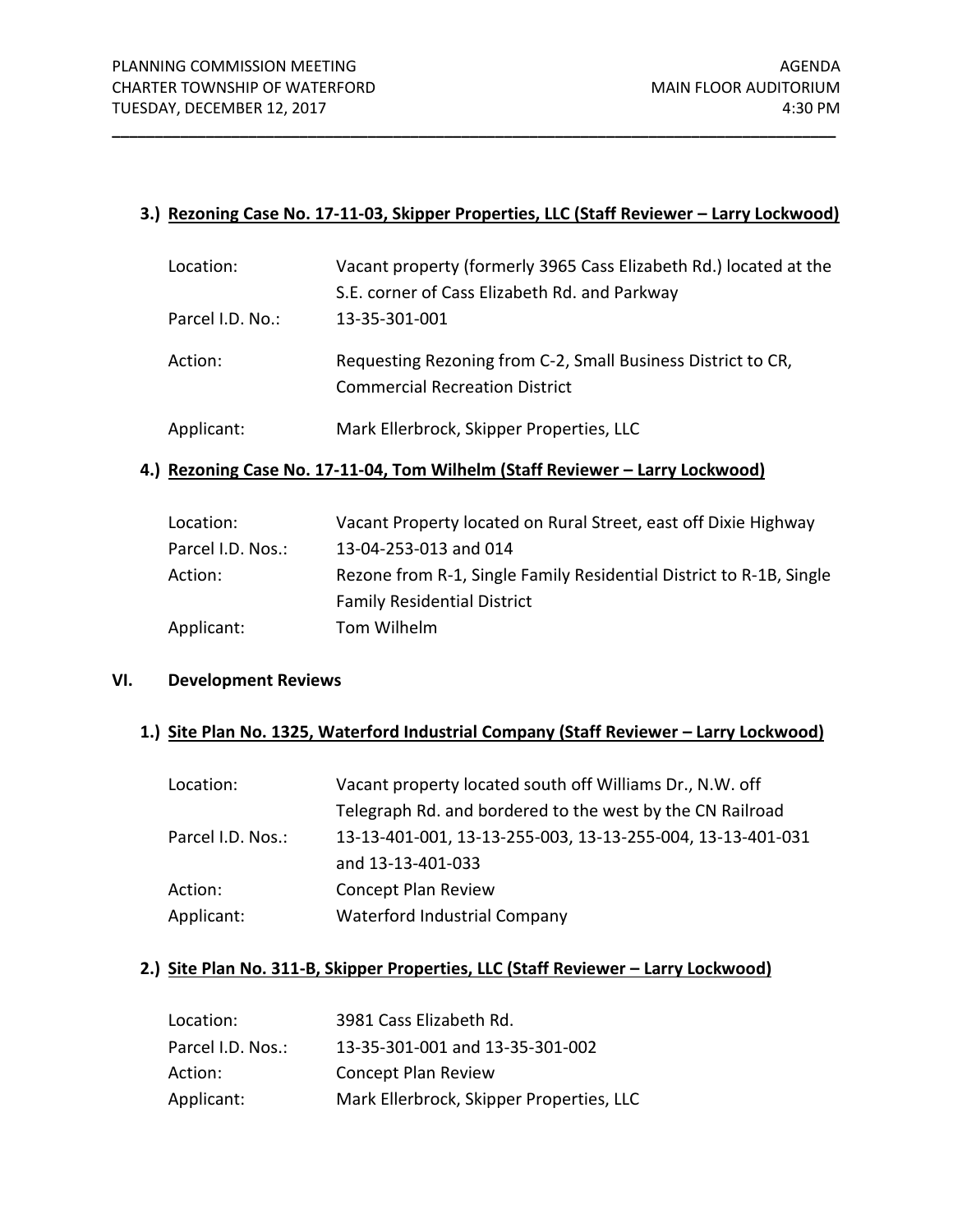**3.) Rezoning Case No. 17-11-03, Skipper Properties, LLC (Staff Reviewer – Larry Lockwood)**

| | |
|---|---|
| Location: | Vacant property (formerly 3965 Cass Elizabeth Rd.) located at the S.E. corner of Cass Elizabeth Rd. and Parkway |
| Parcel I.D. No.: | 13-35-301-001 |
| Action: | Requesting Rezoning from C-2, Small Business District to CR, Commercial Recreation District |
| Applicant: | Mark Ellerbrock, Skipper Properties, LLC |

**4.) Rezoning Case No. 17-11-04, Tom Wilhelm (Staff Reviewer – Larry Lockwood)**

| | |
|---|---|
| Location: | Vacant Property located on Rural Street, east off Dixie Highway |
| Parcel I.D. Nos.: | 13-04-253-013 and 014 |
| Action: | Rezone from R-1, Single Family Residential District to R-1B, Single Family Residential District |
| Applicant: | Tom Wilhelm |

## VI. Development Reviews

**1.) Site Plan No. 1325, Waterford Industrial Company (Staff Reviewer – Larry Lockwood)**

| | |
|---|---|
| Location: | Vacant property located south off Williams Dr., N.W. off Telegraph Rd. and bordered to the west by the CN Railroad |
| Parcel I.D. Nos.: | 13-13-401-001, 13-13-255-003, 13-13-255-004, 13-13-401-031 and 13-13-401-033 |
| Action: | Concept Plan Review |
| Applicant: | Waterford Industrial Company |

**2.) Site Plan No. 311-B, Skipper Properties, LLC (Staff Reviewer – Larry Lockwood)**

| | |
|---|---|
| Location: | 3981 Cass Elizabeth Rd. |
| Parcel I.D. Nos.: | 13-35-301-001 and 13-35-301-002 |
| Action: | Concept Plan Review |
| Applicant: | Mark Ellerbrock, Skipper Properties, LLC |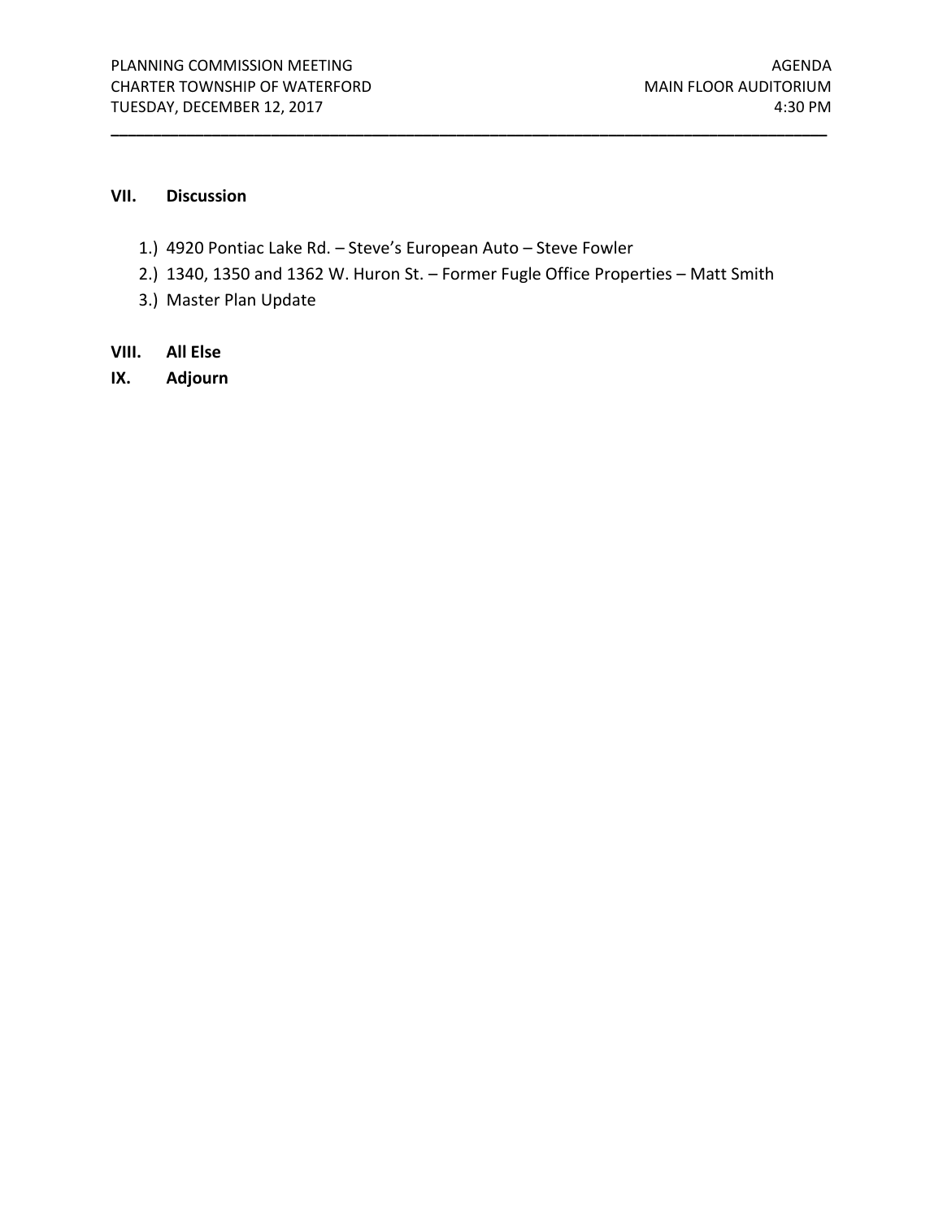## VII. Discussion

1.) 4920 Pontiac Lake Rd. – Steve's European Auto – Steve Fowler
2.) 1340, 1350 and 1362 W. Huron St. – Former Fugle Office Properties – Matt Smith
3.) Master Plan Update

## VIII. All Else

## IX. Adjourn